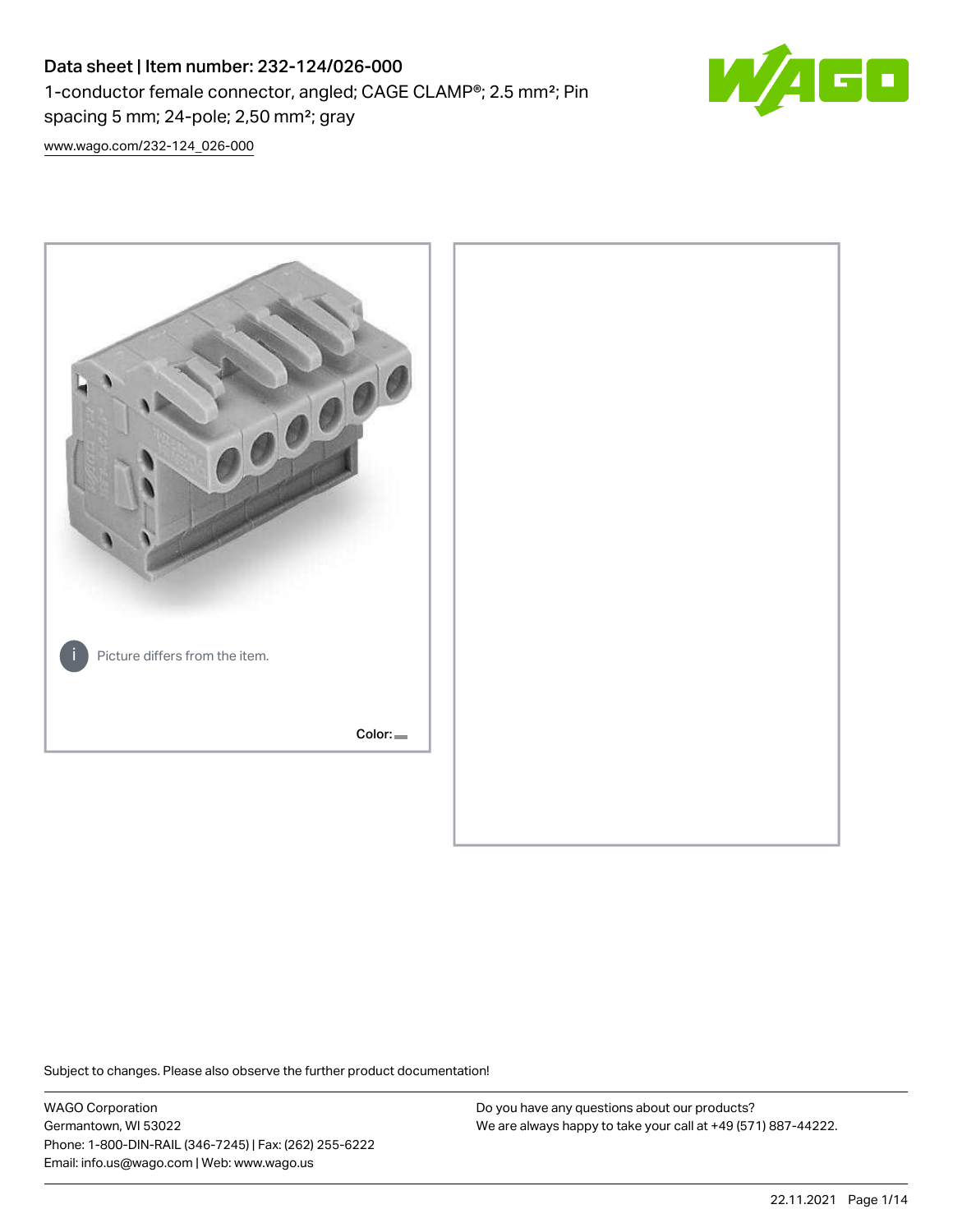# Data sheet | Item number: 232-124/026-000

1-conductor female connector, angled; CAGE CLAMP®; 2.5 mm²; Pin spacing 5 mm; 24-pole; 2,50 mm²; gray

[www.wago.com/232-124_026-000](www.wago.com/232-124_026-000)

Picture differs from the item.

Color:

Subject to changes. Please also observe the further product documentation!

WAGO Corporation
Germantown, WI 53022
Phone: 1-800-DIN-RAIL (346-7245) | Fax: (262) 255-6222
Email: info.us@wago.com | Web: www.wago.us

Do you have any questions about our products?
We are always happy to take your call at +49 (571) 887-44222.

22.11.2021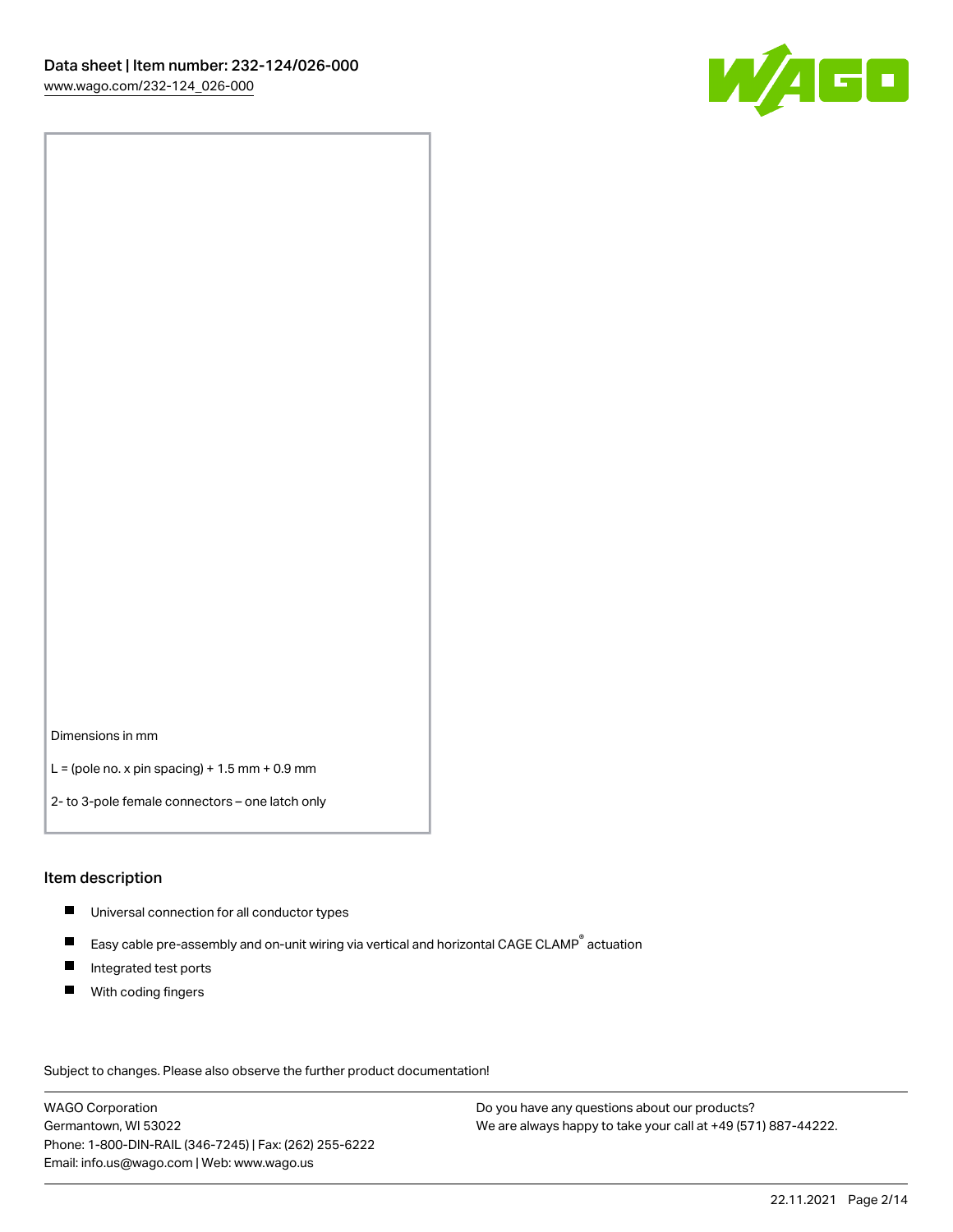Dimensions in mm

L = (pole no. x pin spacing) + 1.5 mm + 0.9 mm

2- to 3-pole female connectors – one latch only

## Item description

- Universal connection for all conductor types
- Easy cable pre-assembly and on-unit wiring via vertical and horizontal CAGE CLAMP® actuation
- Integrated test ports
- With coding fingers

Subject to changes. Please also observe the further product documentation!

WAGO Corporation
Germantown, WI 53022
Phone: 1-800-DIN-RAIL (346-7245) | Fax: (262) 255-6222
Email: info.us@wago.com | Web: www.wago.us

Do you have any questions about our products?
We are always happy to take your call at +49 (571) 887-44222.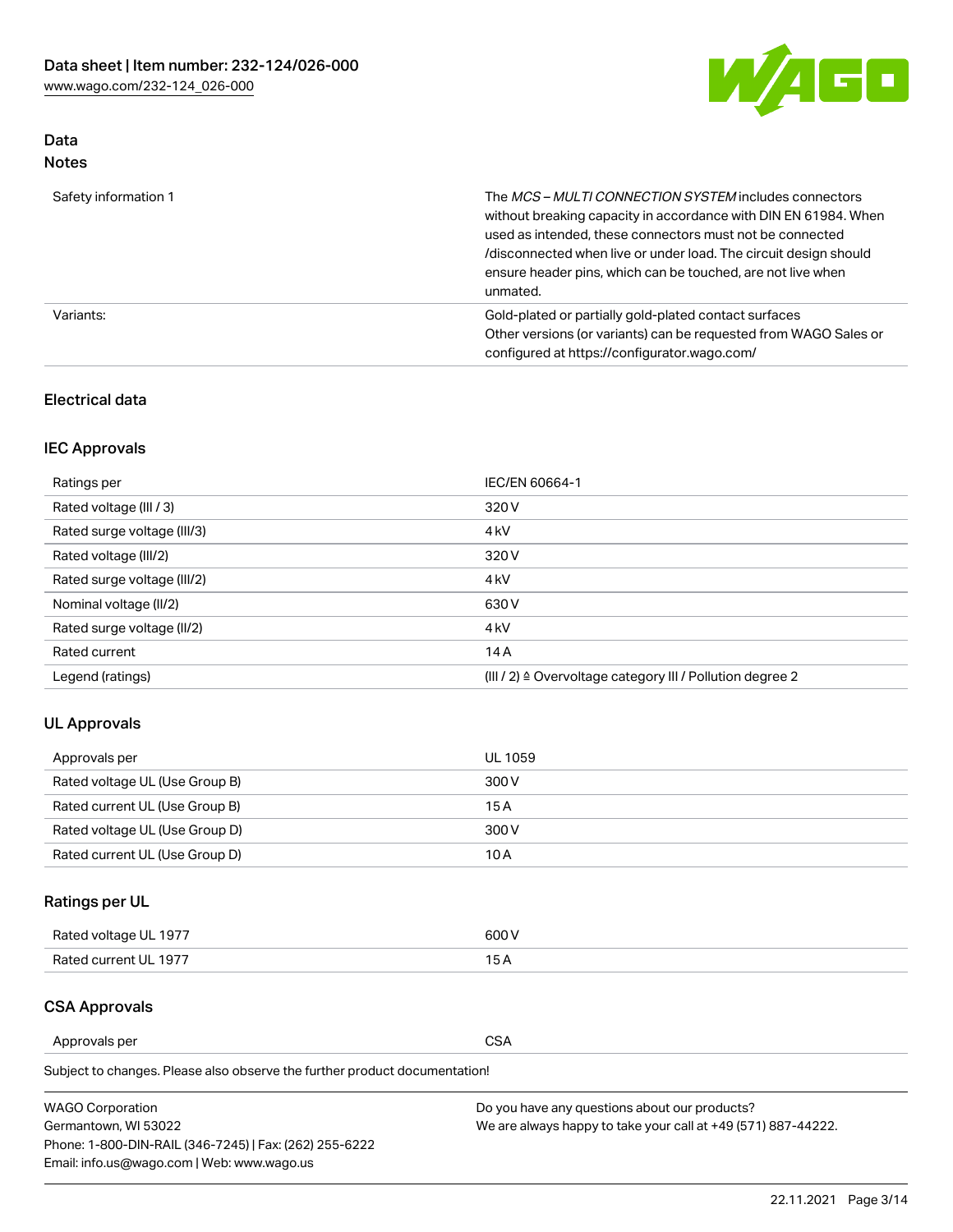## Data
### Notes

| | |
|---|---|
| Safety information 1 | The *MCS – MULTI CONNECTION SYSTEM* includes connectors without breaking capacity in accordance with DIN EN 61984. When used as intended, these connectors must not be connected /disconnected when live or under load. The circuit design should ensure header pins, which can be touched, are not live when unmated. |
| Variants: | Gold-plated or partially gold-plated contact surfaces<br>Other versions (or variants) can be requested from WAGO Sales or configured at https://configurator.wago.com/ |

## Electrical data

### IEC Approvals

| | |
|---|---|
| Ratings per | IEC/EN 60664-1 |
| Rated voltage (III / 3) | 320 V |
| Rated surge voltage (III/3) | 4 kV |
| Rated voltage (III/2) | 320 V |
| Rated surge voltage (III/2) | 4 kV |
| Nominal voltage (II/2) | 630 V |
| Rated surge voltage (II/2) | 4 kV |
| Rated current | 14 A |
| Legend (ratings) | (III / 2) ≙ Overvoltage category III / Pollution degree 2 |

### UL Approvals

| | |
|---|---|
| Approvals per | UL 1059 |
| Rated voltage UL (Use Group B) | 300 V |
| Rated current UL (Use Group B) | 15 A |
| Rated voltage UL (Use Group D) | 300 V |
| Rated current UL (Use Group D) | 10 A |

### Ratings per UL

| | |
|---|---|
| Rated voltage UL 1977 | 600 V |
| Rated current UL 1977 | 15 A |

### CSA Approvals

| | |
|---|---|
| Approvals per | CSA |

Subject to changes. Please also observe the further product documentation!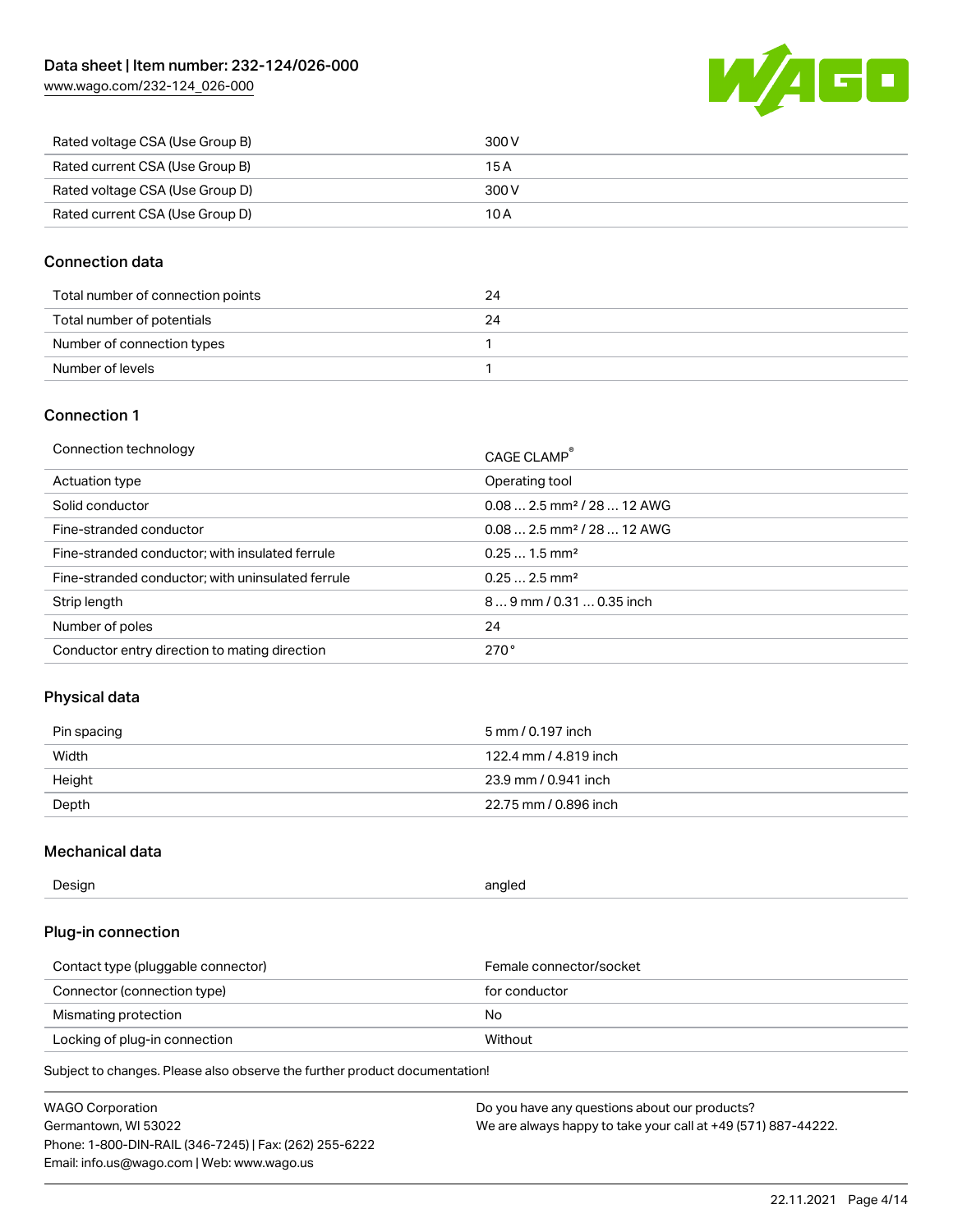| | |
|---|---|
| Rated voltage CSA (Use Group B) | 300 V |
| Rated current CSA (Use Group B) | 15 A |
| Rated voltage CSA (Use Group D) | 300 V |
| Rated current CSA (Use Group D) | 10 A |

## Connection data

| | |
|---|---|
| Total number of connection points | 24 |
| Total number of potentials | 24 |
| Number of connection types | 1 |
| Number of levels | 1 |

## Connection 1

| | |
|---|---|
| Connection technology | CAGE CLAMP® |
| Actuation type | Operating tool |
| Solid conductor | 0.08 … 2.5 mm² / 28 … 12 AWG |
| Fine-stranded conductor | 0.08 … 2.5 mm² / 28 … 12 AWG |
| Fine-stranded conductor; with insulated ferrule | 0.25 … 1.5 mm² |
| Fine-stranded conductor; with uninsulated ferrule | 0.25 … 2.5 mm² |
| Strip length | 8 … 9 mm / 0.31 … 0.35 inch |
| Number of poles | 24 |
| Conductor entry direction to mating direction | 270 ° |

## Physical data

| | |
|---|---|
| Pin spacing | 5 mm / 0.197 inch |
| Width | 122.4 mm / 4.819 inch |
| Height | 23.9 mm / 0.941 inch |
| Depth | 22.75 mm / 0.896 inch |

## Mechanical data

| | |
|---|---|
| Design | angled |

## Plug-in connection

| | |
|---|---|
| Contact type (pluggable connector) | Female connector/socket |
| Connector (connection type) | for conductor |
| Mismating protection | No |
| Locking of plug-in connection | Without |

Subject to changes. Please also observe the further product documentation!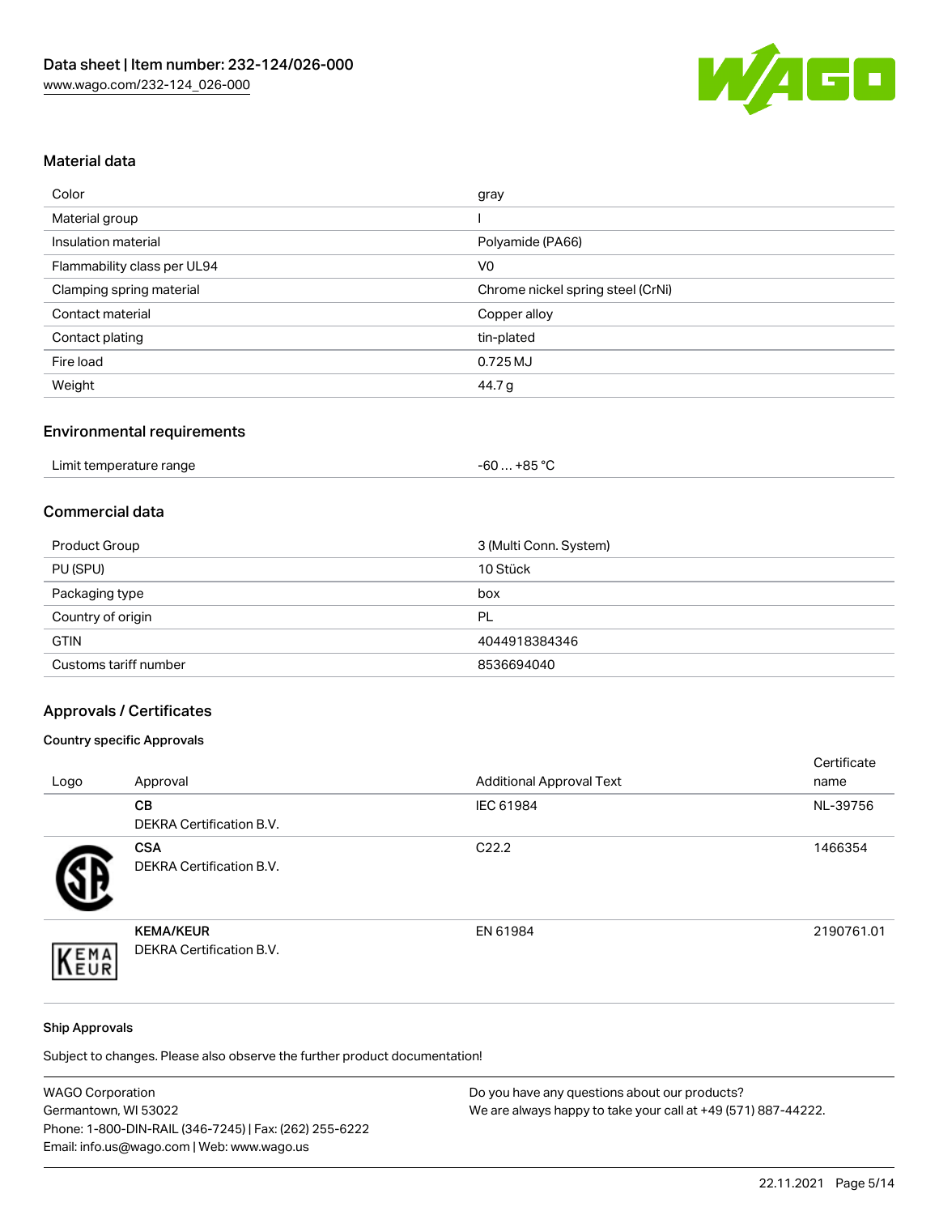## Material data

| | |
|---|---|
| Color | gray |
| Material group | I |
| Insulation material | Polyamide (PA66) |
| Flammability class per UL94 | V0 |
| Clamping spring material | Chrome nickel spring steel (CrNi) |
| Contact material | Copper alloy |
| Contact plating | tin-plated |
| Fire load | 0.725 MJ |
| Weight | 44.7 g |

## Environmental requirements

| | |
|---|---|
| Limit temperature range | -60 … +85 °C |

## Commercial data

| | |
|---|---|
| Product Group | 3 (Multi Conn. System) |
| PU (SPU) | 10 Stück |
| Packaging type | box |
| Country of origin | PL |
| GTIN | 4044918384346 |
| Customs tariff number | 8536694040 |

## Approvals / Certificates

### Country specific Approvals

| Logo | Approval | Additional Approval Text | Certificate name |
|---|---|---|---|
| | **CB** DEKRA Certification B.V. | IEC 61984 | NL-39756 |
| | **CSA** DEKRA Certification B.V. | C22.2 | 1466354 |
| | **KEMA/KEUR** DEKRA Certification B.V. | EN 61984 | 2190761.01 |

### Ship Approvals

Subject to changes. Please also observe the further product documentation!

WAGO Corporation
Germantown, WI 53022
Phone: 1-800-DIN-RAIL (346-7245) | Fax: (262) 255-6222
Email: info.us@wago.com | Web: www.wago.us

Do you have any questions about our products?
We are always happy to take your call at +49 (571) 887-44222.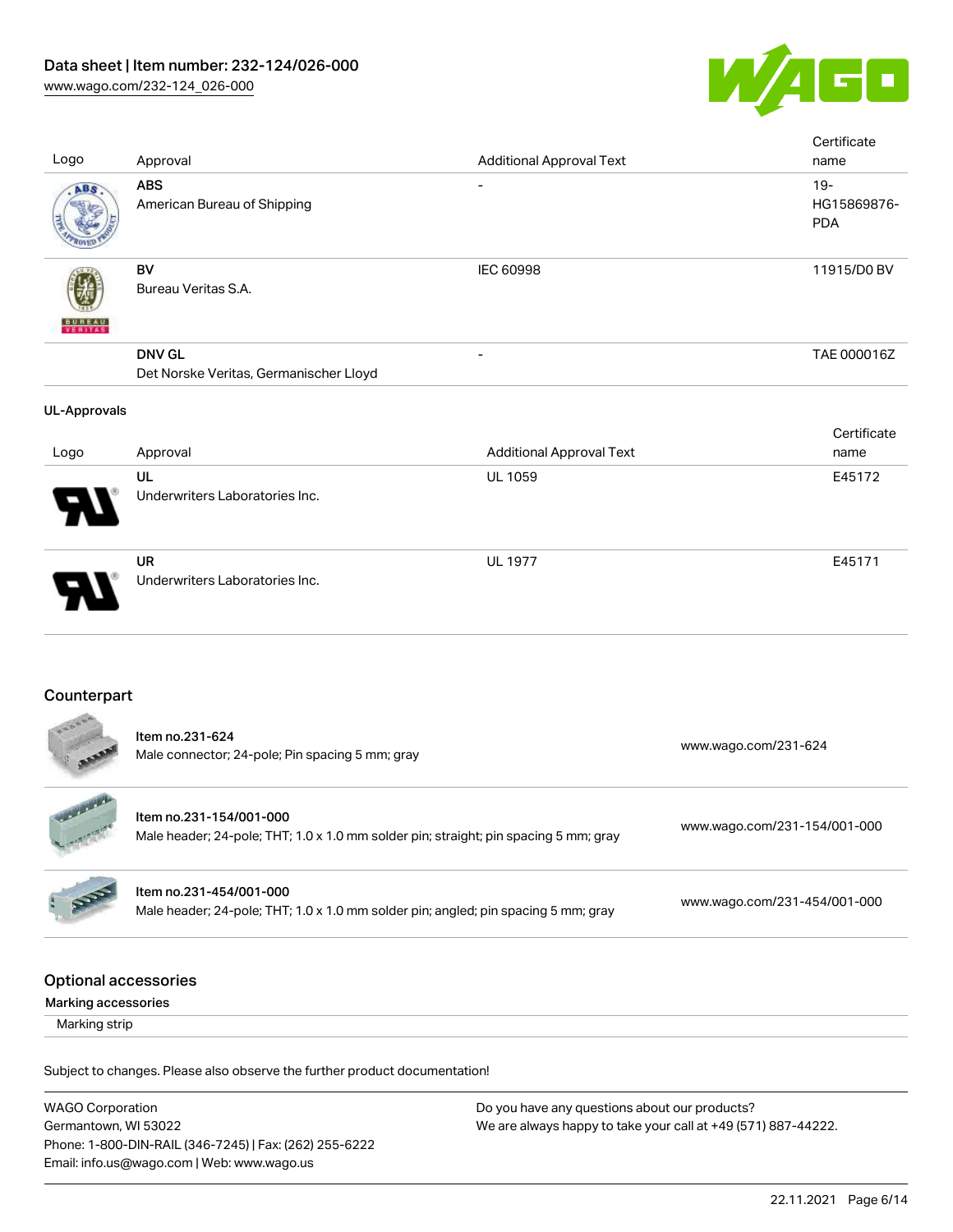| Logo | Approval | Additional Approval Text | Certificate name |
| --- | --- | --- | --- |
| | **ABS**<br>American Bureau of Shipping | - | 19-HG15869876-PDA |
| | **BV**<br>Bureau Veritas S.A. | IEC 60998 | 11915/D0 BV |
| | **DNV GL**<br>Det Norske Veritas, Germanischer Lloyd | - | TAE 000016Z |

### UL-Approvals

| Logo | Approval | Additional Approval Text | Certificate name |
| --- | --- | --- | --- |
| | **UL**<br>Underwriters Laboratories Inc. | UL 1059 | E45172 |
| | **UR**<br>Underwriters Laboratories Inc. | UL 1977 | E45171 |

## Counterpart

| | | |
| --- | --- | --- |
| | Item no.231-624<br>Male connector; 24-pole; Pin spacing 5 mm; gray | www.wago.com/231-624 |
| | Item no.231-154/001-000<br>Male header; 24-pole; THT; 1.0 x 1.0 mm solder pin; straight; pin spacing 5 mm; gray | www.wago.com/231-154/001-000 |
| | Item no.231-454/001-000<br>Male header; 24-pole; THT; 1.0 x 1.0 mm solder pin; angled; pin spacing 5 mm; gray | www.wago.com/231-454/001-000 |

## Optional accessories

### Marking accessories

Marking strip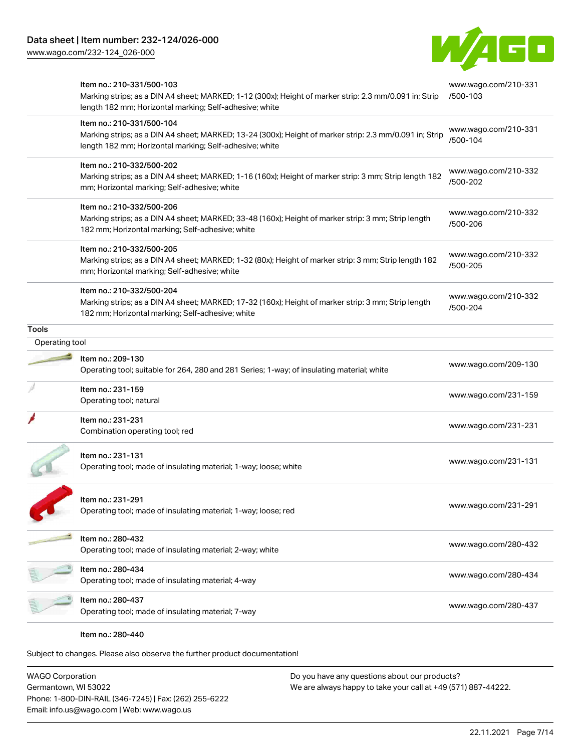| | | |
|---|---|---|
| | Item no.: 210-331/500-103<br>Marking strips; as a DIN A4 sheet; MARKED; 1-12 (300x); Height of marker strip: 2.3 mm/0.091 in; Strip length 182 mm; Horizontal marking; Self-adhesive; white | www.wago.com/210-331/500-103 |
| | Item no.: 210-331/500-104<br>Marking strips; as a DIN A4 sheet; MARKED; 13-24 (300x); Height of marker strip: 2.3 mm/0.091 in; Strip length 182 mm; Horizontal marking; Self-adhesive; white | www.wago.com/210-331/500-104 |
| | Item no.: 210-332/500-202<br>Marking strips; as a DIN A4 sheet; MARKED; 1-16 (160x); Height of marker strip: 3 mm; Strip length 182 mm; Horizontal marking; Self-adhesive; white | www.wago.com/210-332/500-202 |
| | Item no.: 210-332/500-206<br>Marking strips; as a DIN A4 sheet; MARKED; 33-48 (160x); Height of marker strip: 3 mm; Strip length 182 mm; Horizontal marking; Self-adhesive; white | www.wago.com/210-332/500-206 |
| | Item no.: 210-332/500-205<br>Marking strips; as a DIN A4 sheet; MARKED; 1-32 (80x); Height of marker strip: 3 mm; Strip length 182 mm; Horizontal marking; Self-adhesive; white | www.wago.com/210-332/500-205 |
| | Item no.: 210-332/500-204<br>Marking strips; as a DIN A4 sheet; MARKED; 17-32 (160x); Height of marker strip: 3 mm; Strip length 182 mm; Horizontal marking; Self-adhesive; white | www.wago.com/210-332/500-204 |

**Tools**

Operating tool

| | | |
|---|---|---|
| | Item no.: 209-130<br>Operating tool; suitable for 264, 280 and 281 Series; 1-way; of insulating material; white | www.wago.com/209-130 |
| | Item no.: 231-159<br>Operating tool; natural | www.wago.com/231-159 |
| | Item no.: 231-231<br>Combination operating tool; red | www.wago.com/231-231 |
| | Item no.: 231-131<br>Operating tool; made of insulating material; 1-way; loose; white | www.wago.com/231-131 |
| | Item no.: 231-291<br>Operating tool; made of insulating material; 1-way; loose; red | www.wago.com/231-291 |
| | Item no.: 280-432<br>Operating tool; made of insulating material; 2-way; white | www.wago.com/280-432 |
| | Item no.: 280-434<br>Operating tool; made of insulating material; 4-way | www.wago.com/280-434 |
| | Item no.: 280-437<br>Operating tool; made of insulating material; 7-way | www.wago.com/280-437 |
| | Item no.: 280-440 | |

Subject to changes. Please also observe the further product documentation!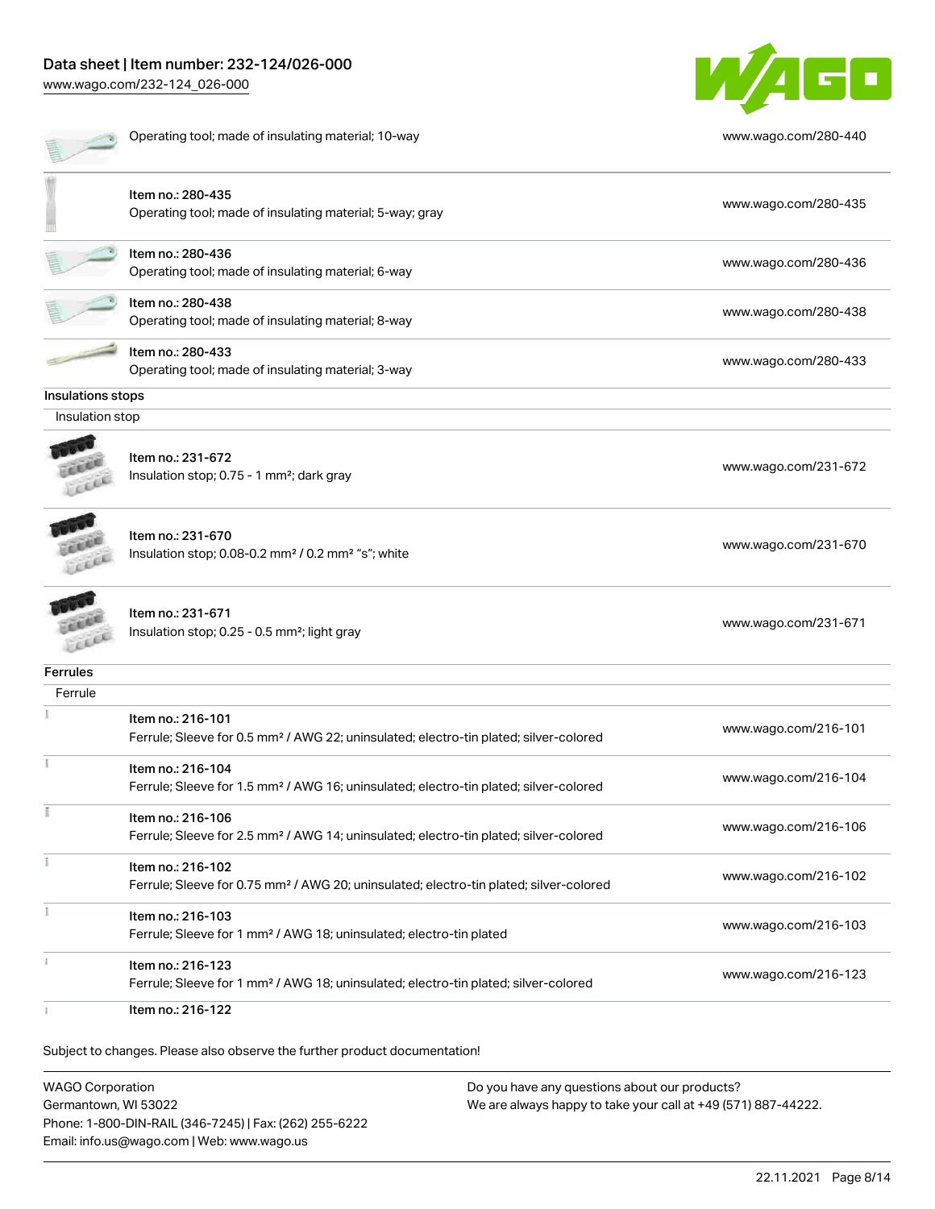| | |
|---|---|
| Operating tool; made of insulating material; 10-way | www.wago.com/280-440 |
| Item no.: 280-435<br>Operating tool; made of insulating material; 5-way; gray | www.wago.com/280-435 |
| Item no.: 280-436<br>Operating tool; made of insulating material; 6-way | www.wago.com/280-436 |
| Item no.: 280-438<br>Operating tool; made of insulating material; 8-way | www.wago.com/280-438 |
| Item no.: 280-433<br>Operating tool; made of insulating material; 3-way | www.wago.com/280-433 |

**Insulations stops**

Insulation stop

| | |
|---|---|
| Item no.: 231-672<br>Insulation stop; 0.75 - 1 mm²; dark gray | www.wago.com/231-672 |
| Item no.: 231-670<br>Insulation stop; 0.08-0.2 mm² / 0.2 mm² "s"; white | www.wago.com/231-670 |
| Item no.: 231-671<br>Insulation stop; 0.25 - 0.5 mm²; light gray | www.wago.com/231-671 |

**Ferrules**

Ferrule

| | |
|---|---|
| Item no.: 216-101<br>Ferrule; Sleeve for 0.5 mm² / AWG 22; uninsulated; electro-tin plated; silver-colored | www.wago.com/216-101 |
| Item no.: 216-104<br>Ferrule; Sleeve for 1.5 mm² / AWG 16; uninsulated; electro-tin plated; silver-colored | www.wago.com/216-104 |
| Item no.: 216-106<br>Ferrule; Sleeve for 2.5 mm² / AWG 14; uninsulated; electro-tin plated; silver-colored | www.wago.com/216-106 |
| Item no.: 216-102<br>Ferrule; Sleeve for 0.75 mm² / AWG 20; uninsulated; electro-tin plated; silver-colored | www.wago.com/216-102 |
| Item no.: 216-103<br>Ferrule; Sleeve for 1 mm² / AWG 18; uninsulated; electro-tin plated | www.wago.com/216-103 |
| Item no.: 216-123<br>Ferrule; Sleeve for 1 mm² / AWG 18; uninsulated; electro-tin plated; silver-colored | www.wago.com/216-123 |
| Item no.: 216-122 | |

Subject to changes. Please also observe the further product documentation!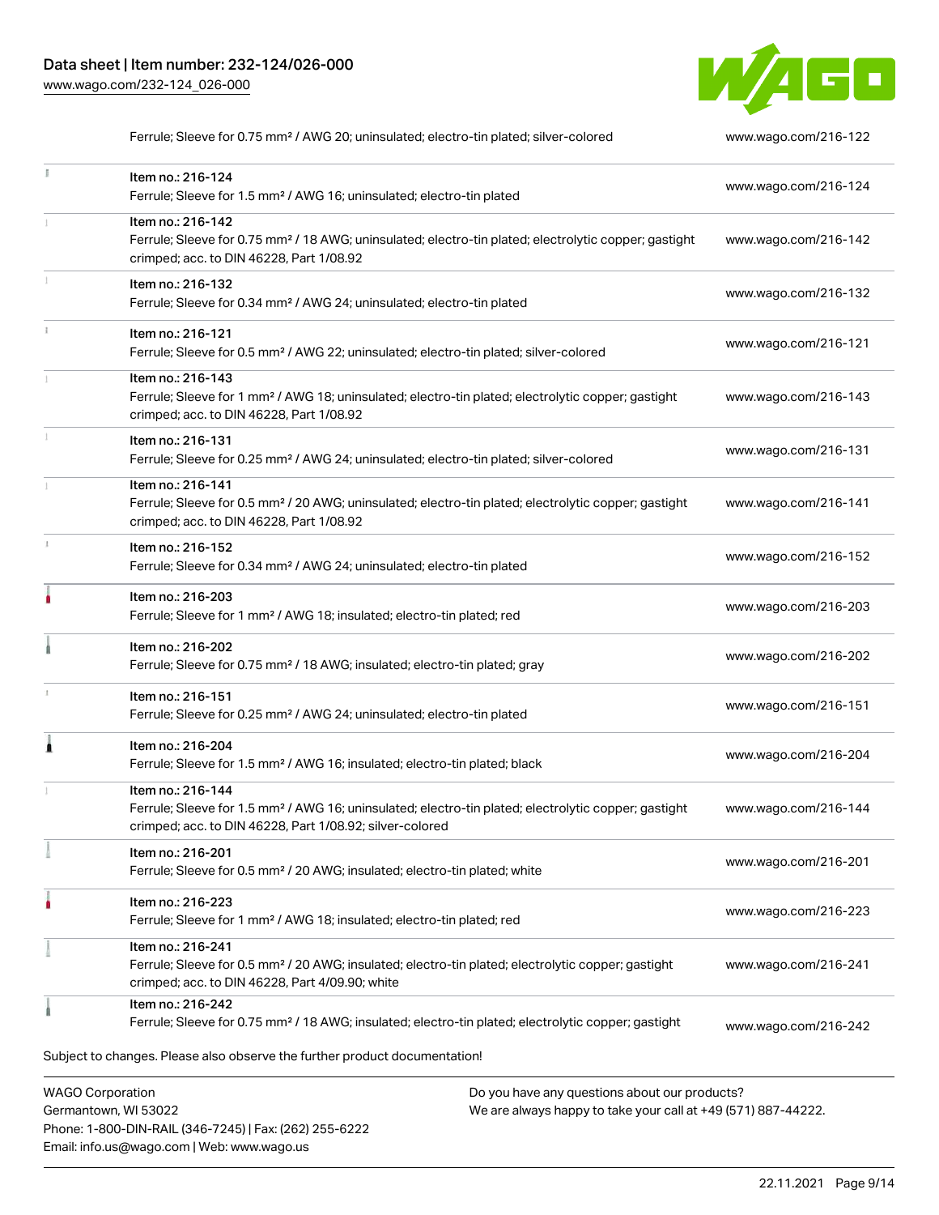| | | |
|---|---|---|
| | Ferrule; Sleeve for 0.75 mm² / AWG 20; uninsulated; electro-tin plated; silver-colored | www.wago.com/216-122 |
| | Item no.: 216-124<br>Ferrule; Sleeve for 1.5 mm² / AWG 16; uninsulated; electro-tin plated | www.wago.com/216-124 |
| | Item no.: 216-142<br>Ferrule; Sleeve for 0.75 mm² / 18 AWG; uninsulated; electro-tin plated; electrolytic copper; gastight crimped; acc. to DIN 46228, Part 1/08.92 | www.wago.com/216-142 |
| | Item no.: 216-132<br>Ferrule; Sleeve for 0.34 mm² / AWG 24; uninsulated; electro-tin plated | www.wago.com/216-132 |
| | Item no.: 216-121<br>Ferrule; Sleeve for 0.5 mm² / AWG 22; uninsulated; electro-tin plated; silver-colored | www.wago.com/216-121 |
| | Item no.: 216-143<br>Ferrule; Sleeve for 1 mm² / AWG 18; uninsulated; electro-tin plated; electrolytic copper; gastight crimped; acc. to DIN 46228, Part 1/08.92 | www.wago.com/216-143 |
| | Item no.: 216-131<br>Ferrule; Sleeve for 0.25 mm² / AWG 24; uninsulated; electro-tin plated; silver-colored | www.wago.com/216-131 |
| | Item no.: 216-141<br>Ferrule; Sleeve for 0.5 mm² / 20 AWG; uninsulated; electro-tin plated; electrolytic copper; gastight crimped; acc. to DIN 46228, Part 1/08.92 | www.wago.com/216-141 |
| | Item no.: 216-152<br>Ferrule; Sleeve for 0.34 mm² / AWG 24; uninsulated; electro-tin plated | www.wago.com/216-152 |
| | Item no.: 216-203<br>Ferrule; Sleeve for 1 mm² / AWG 18; insulated; electro-tin plated; red | www.wago.com/216-203 |
| | Item no.: 216-202<br>Ferrule; Sleeve for 0.75 mm² / 18 AWG; insulated; electro-tin plated; gray | www.wago.com/216-202 |
| | Item no.: 216-151<br>Ferrule; Sleeve for 0.25 mm² / AWG 24; uninsulated; electro-tin plated | www.wago.com/216-151 |
| | Item no.: 216-204<br>Ferrule; Sleeve for 1.5 mm² / AWG 16; insulated; electro-tin plated; black | www.wago.com/216-204 |
| | Item no.: 216-144<br>Ferrule; Sleeve for 1.5 mm² / AWG 16; uninsulated; electro-tin plated; electrolytic copper; gastight crimped; acc. to DIN 46228, Part 1/08.92; silver-colored | www.wago.com/216-144 |
| | Item no.: 216-201<br>Ferrule; Sleeve for 0.5 mm² / 20 AWG; insulated; electro-tin plated; white | www.wago.com/216-201 |
| | Item no.: 216-223<br>Ferrule; Sleeve for 1 mm² / AWG 18; insulated; electro-tin plated; red | www.wago.com/216-223 |
| | Item no.: 216-241<br>Ferrule; Sleeve for 0.5 mm² / 20 AWG; insulated; electro-tin plated; electrolytic copper; gastight crimped; acc. to DIN 46228, Part 4/09.90; white | www.wago.com/216-241 |
| | Item no.: 216-242<br>Ferrule; Sleeve for 0.75 mm² / 18 AWG; insulated; electro-tin plated; electrolytic copper; gastight | www.wago.com/216-242 |

Subject to changes. Please also observe the further product documentation!

WAGO Corporation
Germantown, WI 53022
Phone: 1-800-DIN-RAIL (346-7245) | Fax: (262) 255-6222
Email: info.us@wago.com | Web: www.wago.us

Do you have any questions about our products?
We are always happy to take your call at +49 (571) 887-44222.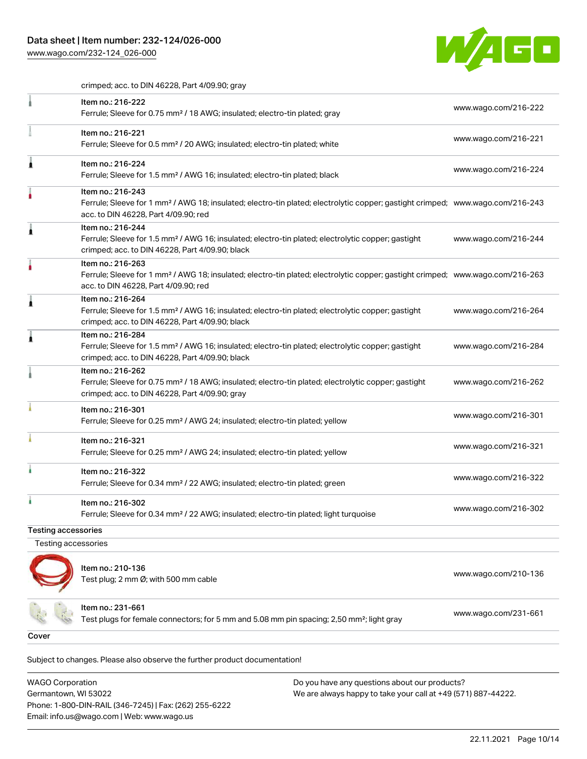crimped; acc. to DIN 46228, Part 4/09.90; gray

| | | |
|---|---|---|
| | Item no.: 216-222<br>Ferrule; Sleeve for 0.75 mm² / 18 AWG; insulated; electro-tin plated; gray | www.wago.com/216-222 |
| | Item no.: 216-221<br>Ferrule; Sleeve for 0.5 mm² / 20 AWG; insulated; electro-tin plated; white | www.wago.com/216-221 |
| | Item no.: 216-224<br>Ferrule; Sleeve for 1.5 mm² / AWG 16; insulated; electro-tin plated; black | www.wago.com/216-224 |
| | Item no.: 216-243<br>Ferrule; Sleeve for 1 mm² / AWG 18; insulated; electro-tin plated; electrolytic copper; gastight crimped; acc. to DIN 46228, Part 4/09.90; red | www.wago.com/216-243 |
| | Item no.: 216-244<br>Ferrule; Sleeve for 1.5 mm² / AWG 16; insulated; electro-tin plated; electrolytic copper; gastight crimped; acc. to DIN 46228, Part 4/09.90; black | www.wago.com/216-244 |
| | Item no.: 216-263<br>Ferrule; Sleeve for 1 mm² / AWG 18; insulated; electro-tin plated; electrolytic copper; gastight crimped; acc. to DIN 46228, Part 4/09.90; red | www.wago.com/216-263 |
| | Item no.: 216-264<br>Ferrule; Sleeve for 1.5 mm² / AWG 16; insulated; electro-tin plated; electrolytic copper; gastight crimped; acc. to DIN 46228, Part 4/09.90; black | www.wago.com/216-264 |
| | Item no.: 216-284<br>Ferrule; Sleeve for 1.5 mm² / AWG 16; insulated; electro-tin plated; electrolytic copper; gastight crimped; acc. to DIN 46228, Part 4/09.90; black | www.wago.com/216-284 |
| | Item no.: 216-262<br>Ferrule; Sleeve for 0.75 mm² / 18 AWG; insulated; electro-tin plated; electrolytic copper; gastight crimped; acc. to DIN 46228, Part 4/09.90; gray | www.wago.com/216-262 |
| | Item no.: 216-301<br>Ferrule; Sleeve for 0.25 mm² / AWG 24; insulated; electro-tin plated; yellow | www.wago.com/216-301 |
| | Item no.: 216-321<br>Ferrule; Sleeve for 0.25 mm² / AWG 24; insulated; electro-tin plated; yellow | www.wago.com/216-321 |
| | Item no.: 216-322<br>Ferrule; Sleeve for 0.34 mm² / 22 AWG; insulated; electro-tin plated; green | www.wago.com/216-322 |
| | Item no.: 216-302<br>Ferrule; Sleeve for 0.34 mm² / 22 AWG; insulated; electro-tin plated; light turquoise | www.wago.com/216-302 |

**Testing accessories**

Testing accessories

| | | |
|---|---|---|
| | Item no.: 210-136<br>Test plug; 2 mm Ø; with 500 mm cable | www.wago.com/210-136 |
| | Item no.: 231-661<br>Test plugs for female connectors; for 5 mm and 5.08 mm pin spacing; 2,50 mm²; light gray | www.wago.com/231-661 |

**Cover**

Subject to changes. Please also observe the further product documentation!

WAGO Corporation
Germantown, WI 53022
Phone: 1-800-DIN-RAIL (346-7245) | Fax: (262) 255-6222
Email: info.us@wago.com | Web: www.wago.us

Do you have any questions about our products?
We are always happy to take your call at +49 (571) 887-44222.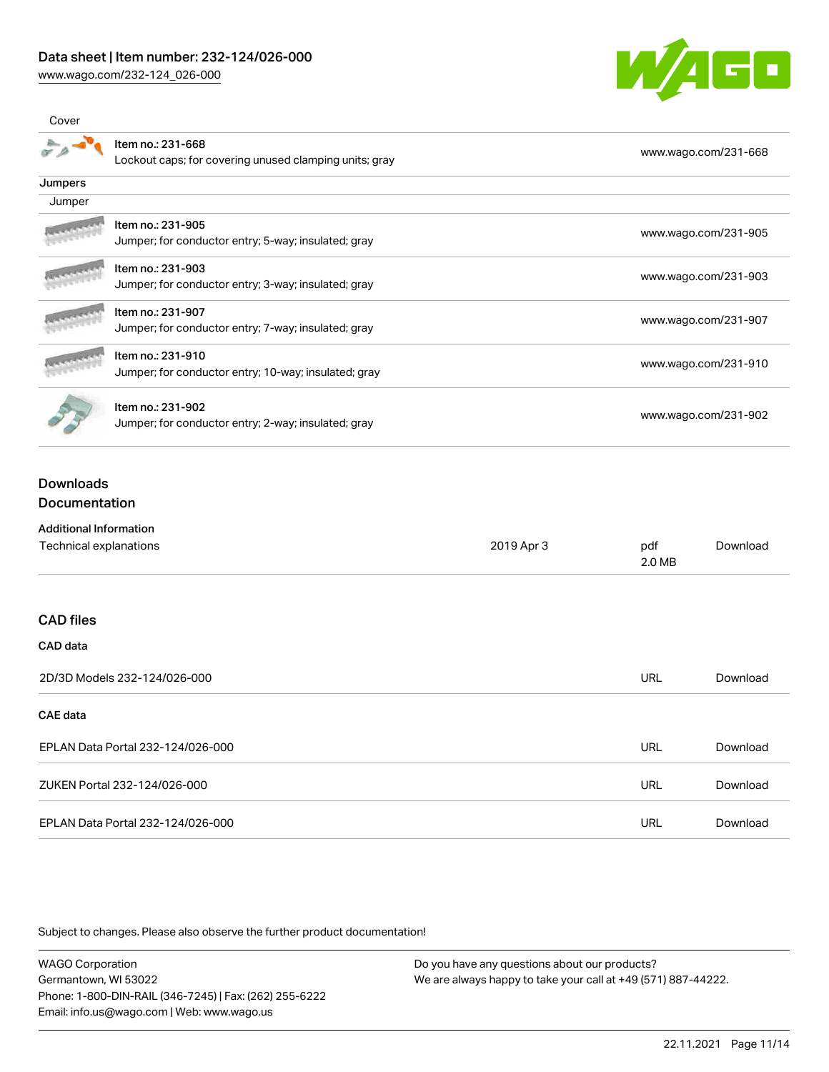Cover

| | | |
|---|---|---|
| | Item no.: 231-668<br>Lockout caps; for covering unused clamping units; gray | www.wago.com/231-668 |

**Jumpers**

Jumper

| | | |
|---|---|---|
| | Item no.: 231-905<br>Jumper; for conductor entry; 5-way; insulated; gray | www.wago.com/231-905 |
| | Item no.: 231-903<br>Jumper; for conductor entry; 3-way; insulated; gray | www.wago.com/231-903 |
| | Item no.: 231-907<br>Jumper; for conductor entry; 7-way; insulated; gray | www.wago.com/231-907 |
| | Item no.: 231-910<br>Jumper; for conductor entry; 10-way; insulated; gray | www.wago.com/231-910 |
| | Item no.: 231-902<br>Jumper; for conductor entry; 2-way; insulated; gray | www.wago.com/231-902 |

## Downloads

### Documentation

**Additional Information**

| | | | |
|---|---|---|---|
| Technical explanations | 2019 Apr 3 | pdf<br>2.0 MB | Download |

## CAD files

**CAD data**

| | | |
|---|---|---|
| 2D/3D Models 232-124/026-000 | URL | Download |

**CAE data**

| | | |
|---|---|---|
| EPLAN Data Portal 232-124/026-000 | URL | Download |
| ZUKEN Portal 232-124/026-000 | URL | Download |
| EPLAN Data Portal 232-124/026-000 | URL | Download |

Subject to changes. Please also observe the further product documentation!

WAGO Corporation
Germantown, WI 53022
Phone: 1-800-DIN-RAIL (346-7245) | Fax: (262) 255-6222
Email: info.us@wago.com | Web: www.wago.us

Do you have any questions about our products?
We are always happy to take your call at +49 (571) 887-44222.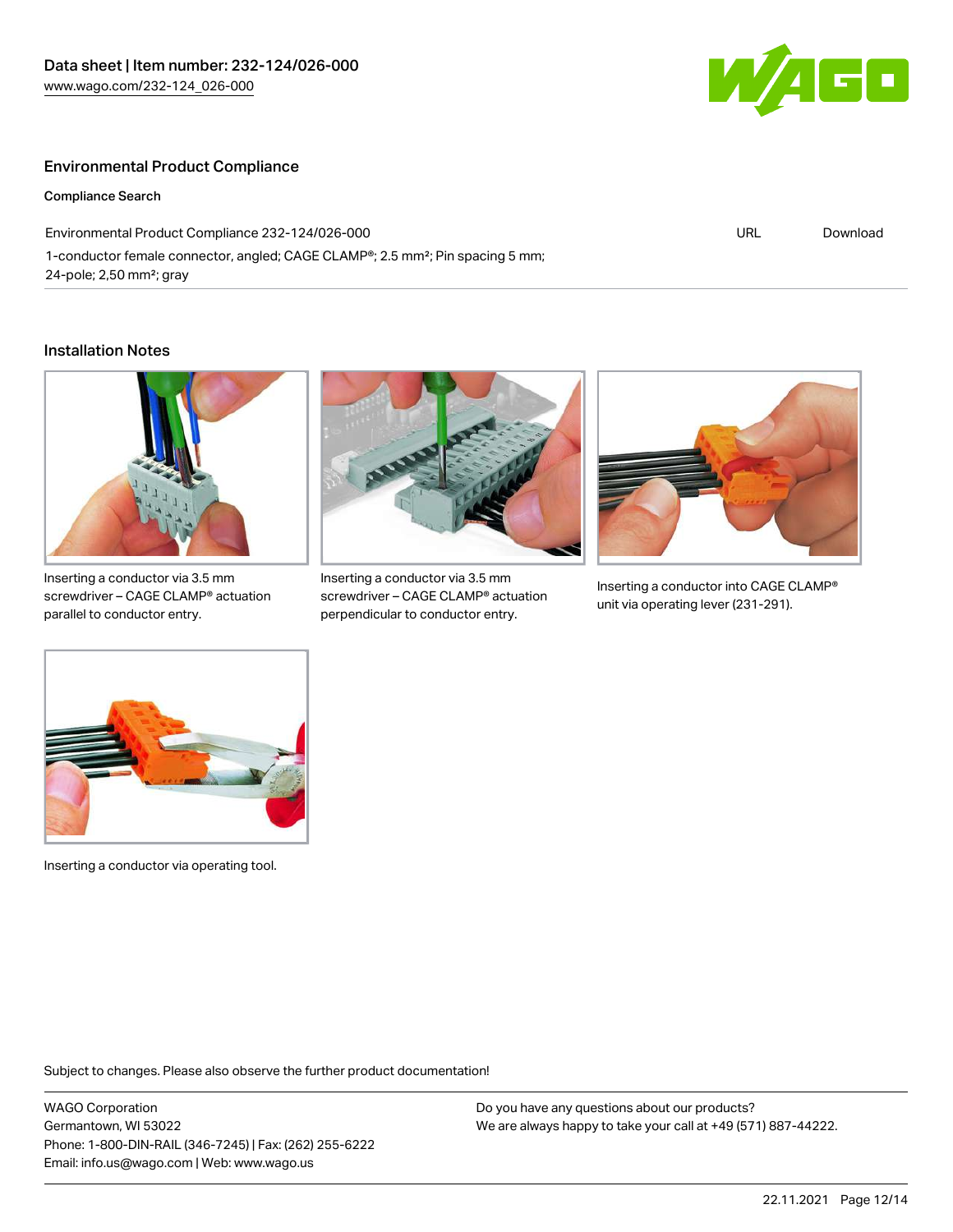## Environmental Product Compliance

### Compliance Search

| Environmental Product Compliance 232-124/026-000 | URL | Download |
|---|---|---|
| 1-conductor female connector, angled; CAGE CLAMP®; 2.5 mm²; Pin spacing 5 mm; 24-pole; 2,50 mm²; gray | | |

## Installation Notes

Inserting a conductor via 3.5 mm screwdriver – CAGE CLAMP® actuation parallel to conductor entry.

Inserting a conductor via 3.5 mm screwdriver – CAGE CLAMP® actuation perpendicular to conductor entry.

Inserting a conductor into CAGE CLAMP® unit via operating lever (231-291).

Inserting a conductor via operating tool.

Subject to changes. Please also observe the further product documentation!

WAGO Corporation
Germantown, WI 53022
Phone: 1-800-DIN-RAIL (346-7245) | Fax: (262) 255-6222
Email: info.us@wago.com | Web: www.wago.us

Do you have any questions about our products?
We are always happy to take your call at +49 (571) 887-44222.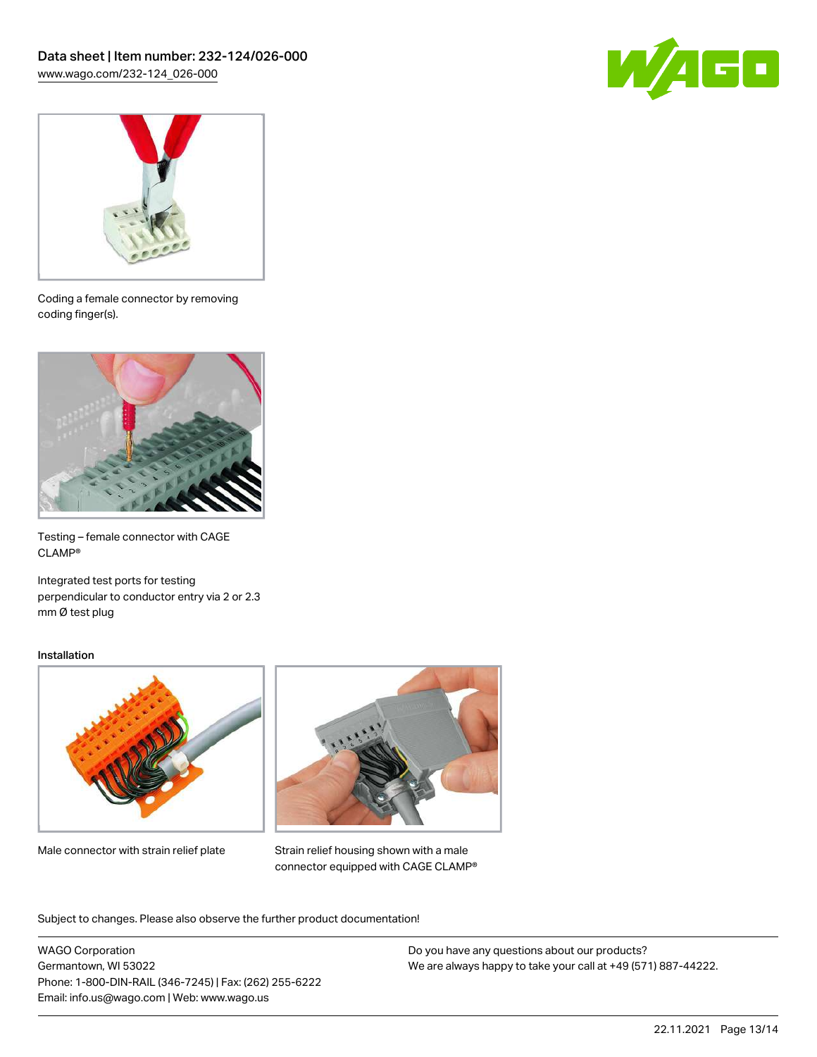Coding a female connector by removing coding finger(s).

Testing – female connector with CAGE CLAMP®

Integrated test ports for testing perpendicular to conductor entry via 2 or 2.3 mm Ø test plug

### Installation

Male connector with strain relief plate

Strain relief housing shown with a male connector equipped with CAGE CLAMP®

Subject to changes. Please also observe the further product documentation!

WAGO Corporation
Germantown, WI 53022
Phone: 1-800-DIN-RAIL (346-7245) | Fax: (262) 255-6222
Email: info.us@wago.com | Web: www.wago.us

Do you have any questions about our products?
We are always happy to take your call at +49 (571) 887-44222.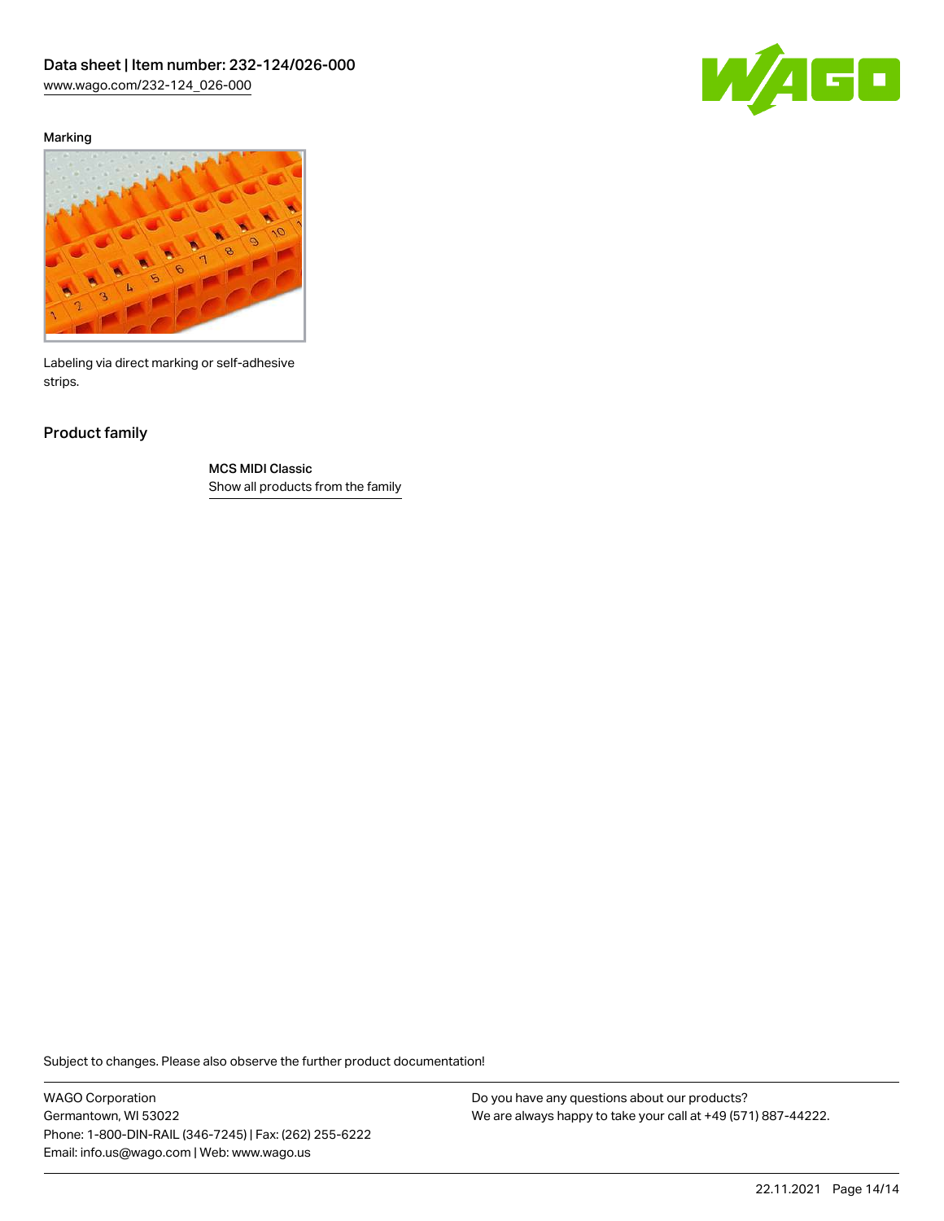Marking

Labeling via direct marking or self-adhesive strips.

## Product family

MCS MIDI Classic
Show all products from the family

Subject to changes. Please also observe the further product documentation!

WAGO Corporation
Germantown, WI 53022
Phone: 1-800-DIN-RAIL (346-7245) | Fax: (262) 255-6222
Email: info.us@wago.com | Web: www.wago.us

Do you have any questions about our products?
We are always happy to take your call at +49 (571) 887-44222.